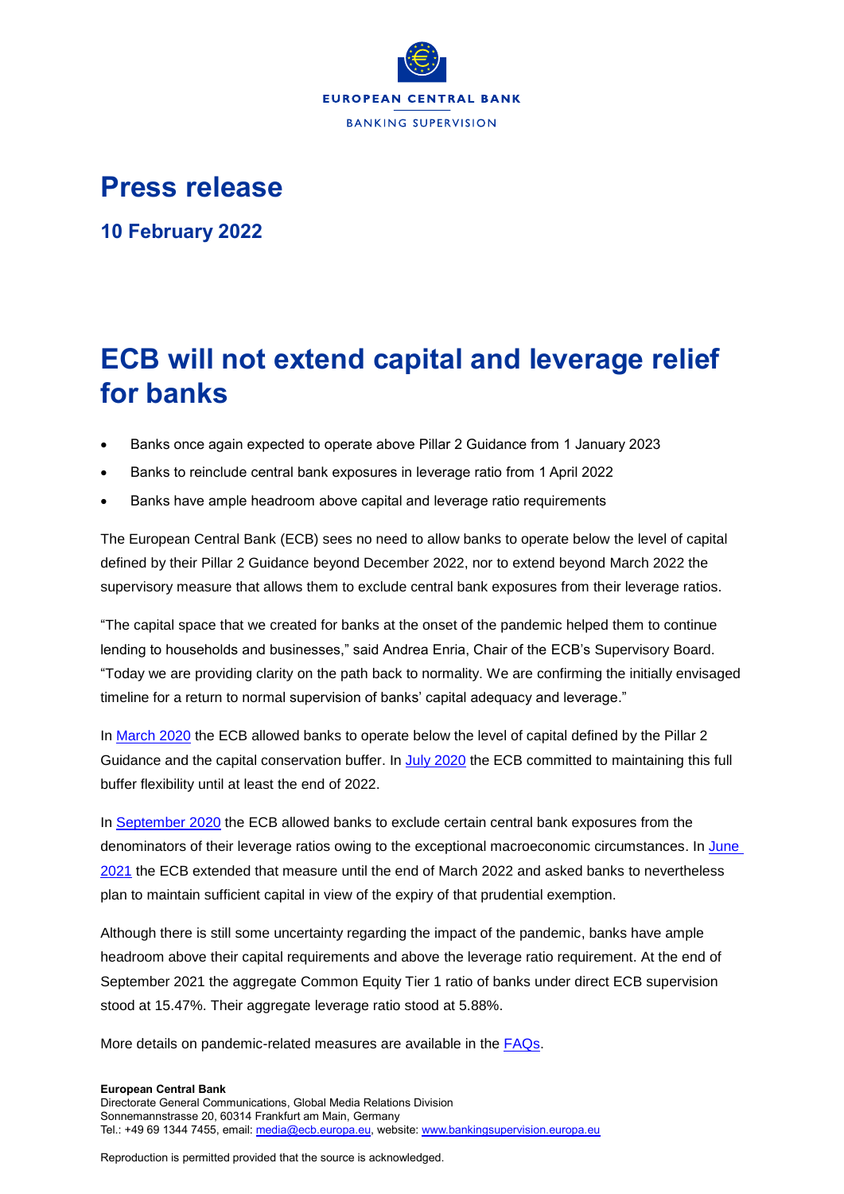EUROPEAN CENTRAL BANK

BANKING SUPERVISION

# Press release

**10 February 2022**

# ECB will not extend capital and leverage relief for banks

- Banks once again expected to operate above Pillar 2 Guidance from 1 January 2023
- Banks to reinclude central bank exposures in leverage ratio from 1 April 2022
- Banks have ample headroom above capital and leverage ratio requirements

The European Central Bank (ECB) sees no need to allow banks to operate below the level of capital defined by their Pillar 2 Guidance beyond December 2022, nor to extend beyond March 2022 the supervisory measure that allows them to exclude central bank exposures from their leverage ratios.

"The capital space that we created for banks at the onset of the pandemic helped them to continue lending to households and businesses," said Andrea Enria, Chair of the ECB's Supervisory Board. "Today we are providing clarity on the path back to normality. We are confirming the initially envisaged timeline for a return to normal supervision of banks' capital adequacy and leverage."

In March 2020 the ECB allowed banks to operate below the level of capital defined by the Pillar 2 Guidance and the capital conservation buffer. In July 2020 the ECB committed to maintaining this full buffer flexibility until at least the end of 2022.

In September 2020 the ECB allowed banks to exclude certain central bank exposures from the denominators of their leverage ratios owing to the exceptional macroeconomic circumstances. In June 2021 the ECB extended that measure until the end of March 2022 and asked banks to nevertheless plan to maintain sufficient capital in view of the expiry of that prudential exemption.

Although there is still some uncertainty regarding the impact of the pandemic, banks have ample headroom above their capital requirements and above the leverage ratio requirement. At the end of September 2021 the aggregate Common Equity Tier 1 ratio of banks under direct ECB supervision stood at 15.47%. Their aggregate leverage ratio stood at 5.88%.

More details on pandemic-related measures are available in the FAQs.

**European Central Bank**
Directorate General Communications, Global Media Relations Division
Sonnemannstrasse 20, 60314 Frankfurt am Main, Germany
Tel.: +49 69 1344 7455, email: media@ecb.europa.eu, website: www.bankingsupervision.europa.eu

Reproduction is permitted provided that the source is acknowledged.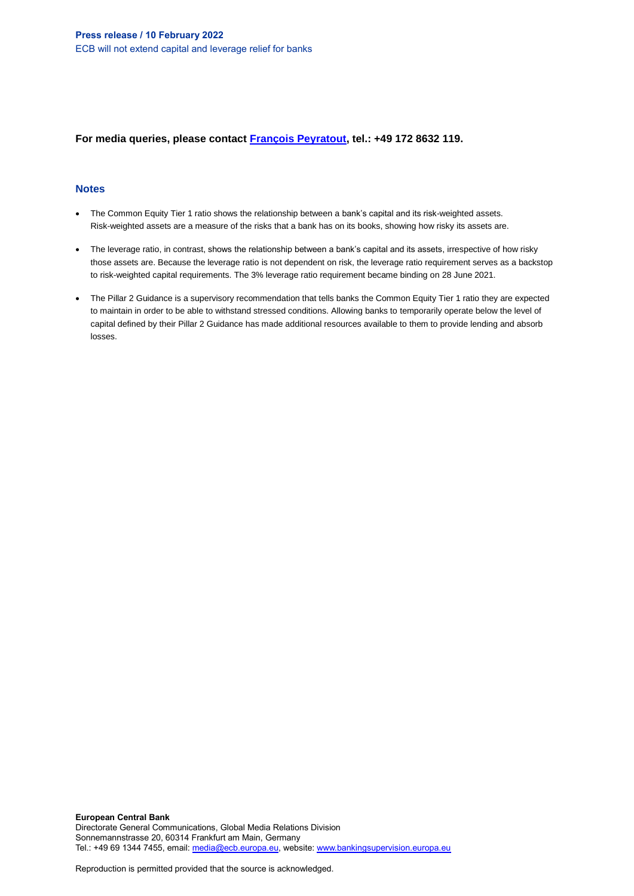**For media queries, please contact [François Peyratout](), tel.: +49 172 8632 119.**

## Notes

- The Common Equity Tier 1 ratio shows the relationship between a bank's capital and its risk-weighted assets. Risk-weighted assets are a measure of the risks that a bank has on its books, showing how risky its assets are.
- The leverage ratio, in contrast, shows the relationship between a bank's capital and its assets, irrespective of how risky those assets are. Because the leverage ratio is not dependent on risk, the leverage ratio requirement serves as a backstop to risk-weighted capital requirements. The 3% leverage ratio requirement became binding on 28 June 2021.
- The Pillar 2 Guidance is a supervisory recommendation that tells banks the Common Equity Tier 1 ratio they are expected to maintain in order to be able to withstand stressed conditions. Allowing banks to temporarily operate below the level of capital defined by their Pillar 2 Guidance has made additional resources available to them to provide lending and absorb losses.

**European Central Bank**
Directorate General Communications, Global Media Relations Division
Sonnemannstrasse 20, 60314 Frankfurt am Main, Germany
Tel.: +49 69 1344 7455, email: media@ecb.europa.eu, website: www.bankingsupervision.europa.eu

Reproduction is permitted provided that the source is acknowledged.